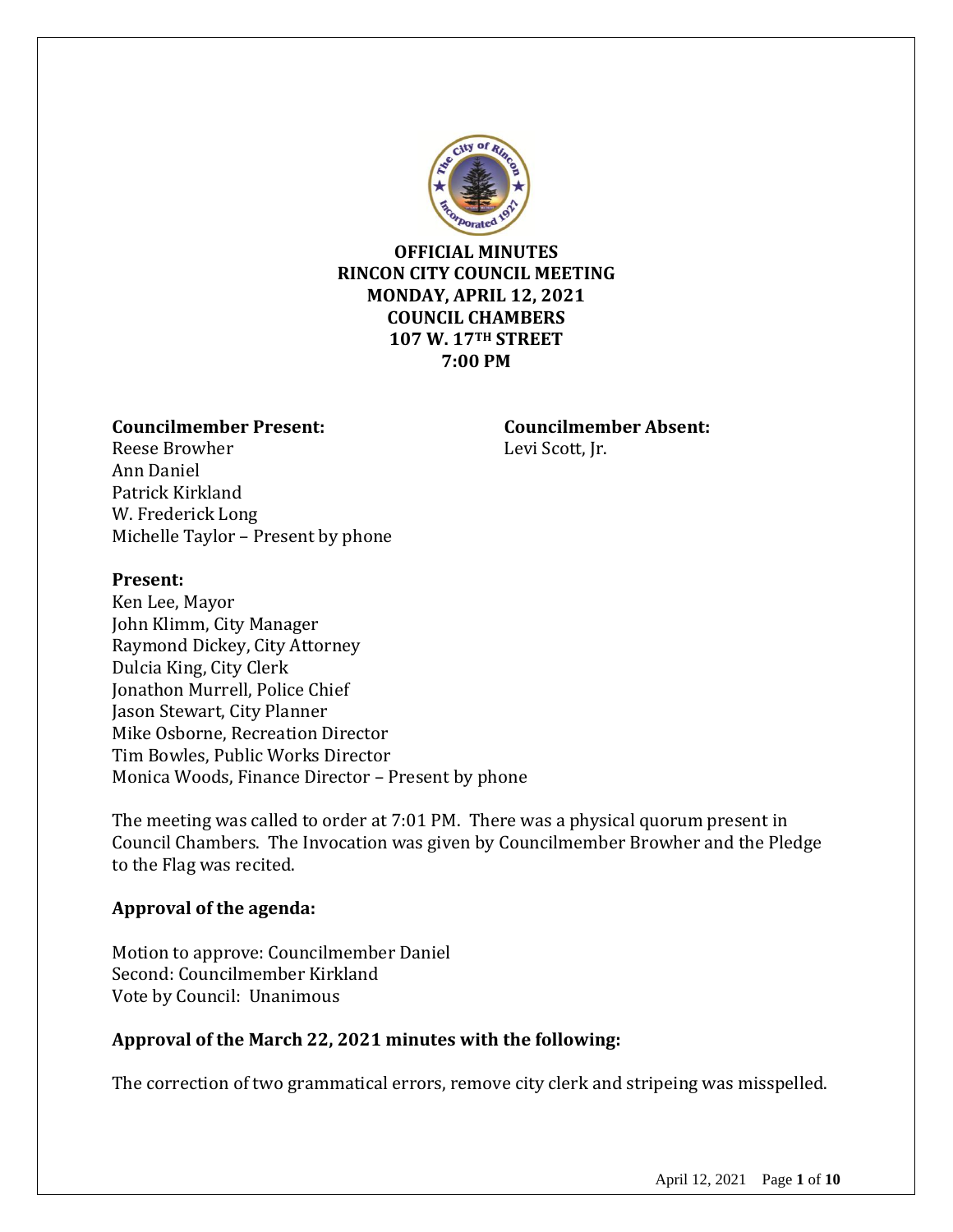**OFFICIAL MINUTES**
**RINCON CITY COUNCIL MEETING**
**MONDAY, APRIL 12, 2021**
**COUNCIL CHAMBERS**
**107 W. 17TH STREET**
**7:00 PM**

**Councilmember Present:**
Reese Browher
Ann Daniel
Patrick Kirkland
W. Frederick Long
Michelle Taylor – Present by phone

**Councilmember Absent:**
Levi Scott, Jr.

**Present:**
Ken Lee, Mayor
John Klimm, City Manager
Raymond Dickey, City Attorney
Dulcia King, City Clerk
Jonathon Murrell, Police Chief
Jason Stewart, City Planner
Mike Osborne, Recreation Director
Tim Bowles, Public Works Director
Monica Woods, Finance Director – Present by phone

The meeting was called to order at 7:01 PM. There was a physical quorum present in Council Chambers. The Invocation was given by Councilmember Browher and the Pledge to the Flag was recited.

**Approval of the agenda:**

Motion to approve: Councilmember Daniel
Second: Councilmember Kirkland
Vote by Council: Unanimous

**Approval of the March 22, 2021 minutes with the following:**

The correction of two grammatical errors, remove city clerk and stripeing was misspelled.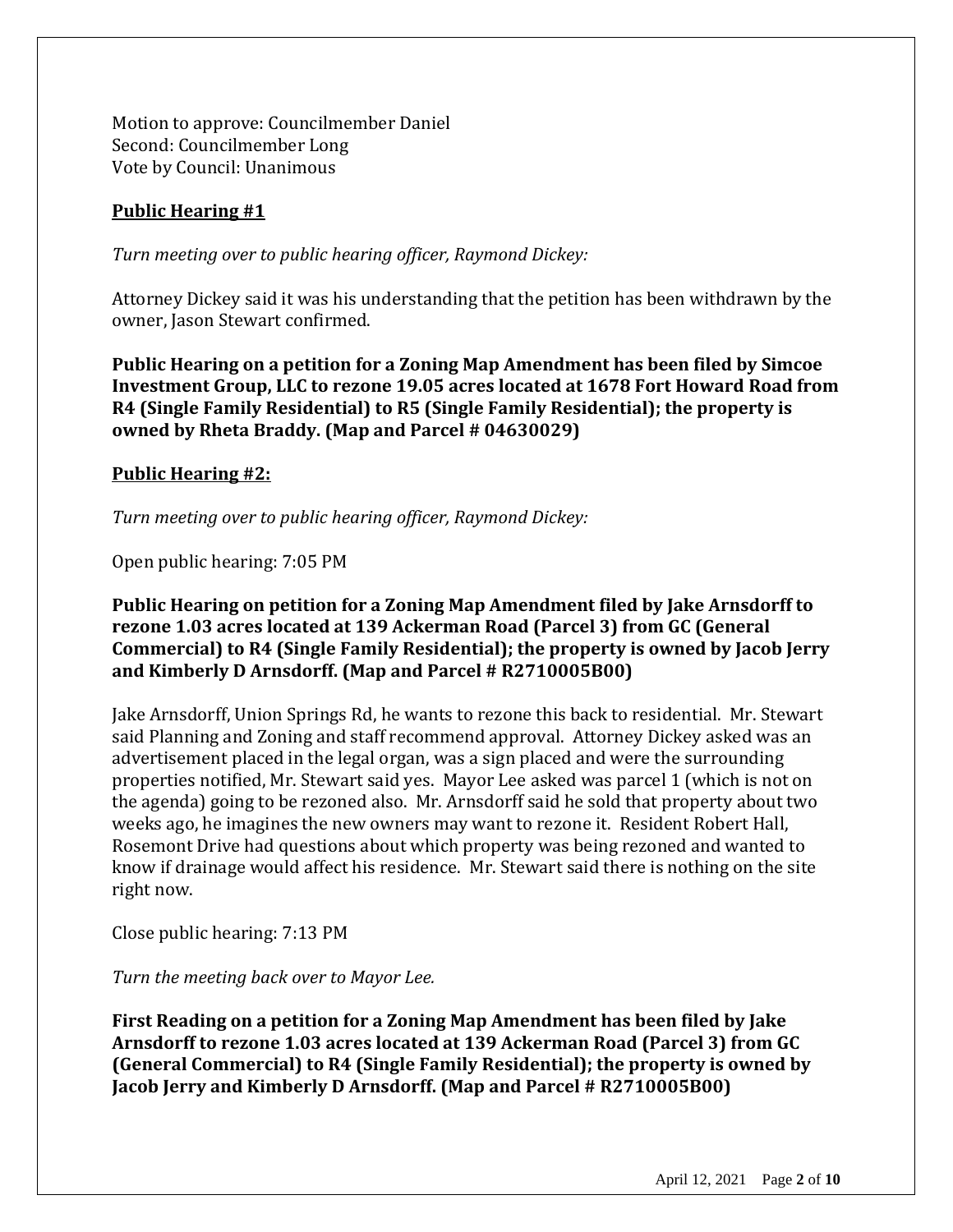Motion to approve: Councilmember Daniel
Second: Councilmember Long
Vote by Council: Unanimous

**Public Hearing #1**

*Turn meeting over to public hearing officer, Raymond Dickey:*

Attorney Dickey said it was his understanding that the petition has been withdrawn by the owner, Jason Stewart confirmed.

**Public Hearing on a petition for a Zoning Map Amendment has been filed by Simcoe Investment Group, LLC to rezone 19.05 acres located at 1678 Fort Howard Road from R4 (Single Family Residential) to R5 (Single Family Residential); the property is owned by Rheta Braddy. (Map and Parcel # 04630029)**

**Public Hearing #2:**

*Turn meeting over to public hearing officer, Raymond Dickey:*

Open public hearing: 7:05 PM

**Public Hearing on petition for a Zoning Map Amendment filed by Jake Arnsdorff to rezone 1.03 acres located at 139 Ackerman Road (Parcel 3) from GC (General Commercial) to R4 (Single Family Residential); the property is owned by Jacob Jerry and Kimberly D Arnsdorff. (Map and Parcel # R2710005B00)**

Jake Arnsdorff, Union Springs Rd, he wants to rezone this back to residential. Mr. Stewart said Planning and Zoning and staff recommend approval. Attorney Dickey asked was an advertisement placed in the legal organ, was a sign placed and were the surrounding properties notified, Mr. Stewart said yes. Mayor Lee asked was parcel 1 (which is not on the agenda) going to be rezoned also. Mr. Arnsdorff said he sold that property about two weeks ago, he imagines the new owners may want to rezone it. Resident Robert Hall, Rosemont Drive had questions about which property was being rezoned and wanted to know if drainage would affect his residence. Mr. Stewart said there is nothing on the site right now.

Close public hearing: 7:13 PM

*Turn the meeting back over to Mayor Lee.*

**First Reading on a petition for a Zoning Map Amendment has been filed by Jake Arnsdorff to rezone 1.03 acres located at 139 Ackerman Road (Parcel 3) from GC (General Commercial) to R4 (Single Family Residential); the property is owned by Jacob Jerry and Kimberly D Arnsdorff. (Map and Parcel # R2710005B00)**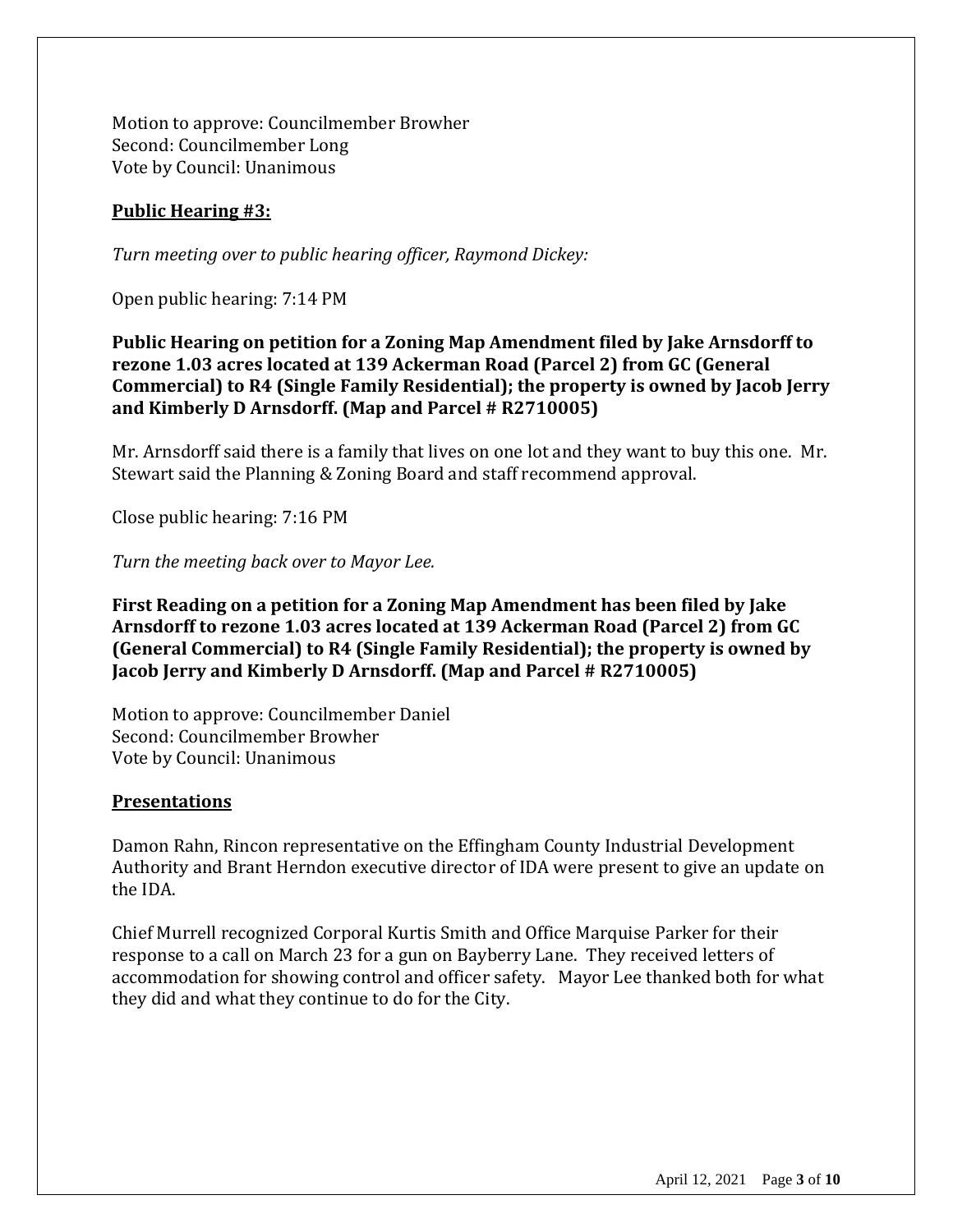Motion to approve: Councilmember Browher
Second: Councilmember Long
Vote by Council: Unanimous

**Public Hearing #3:**

*Turn meeting over to public hearing officer, Raymond Dickey:*

Open public hearing: 7:14 PM

**Public Hearing on petition for a Zoning Map Amendment filed by Jake Arnsdorff to rezone 1.03 acres located at 139 Ackerman Road (Parcel 2) from GC (General Commercial) to R4 (Single Family Residential); the property is owned by Jacob Jerry and Kimberly D Arnsdorff. (Map and Parcel # R2710005)**

Mr. Arnsdorff said there is a family that lives on one lot and they want to buy this one. Mr. Stewart said the Planning & Zoning Board and staff recommend approval.

Close public hearing: 7:16 PM

*Turn the meeting back over to Mayor Lee.*

**First Reading on a petition for a Zoning Map Amendment has been filed by Jake Arnsdorff to rezone 1.03 acres located at 139 Ackerman Road (Parcel 2) from GC (General Commercial) to R4 (Single Family Residential); the property is owned by Jacob Jerry and Kimberly D Arnsdorff. (Map and Parcel # R2710005)**

Motion to approve: Councilmember Daniel
Second: Councilmember Browher
Vote by Council: Unanimous

**Presentations**

Damon Rahn, Rincon representative on the Effingham County Industrial Development Authority and Brant Herndon executive director of IDA were present to give an update on the IDA.

Chief Murrell recognized Corporal Kurtis Smith and Office Marquise Parker for their response to a call on March 23 for a gun on Bayberry Lane. They received letters of accommodation for showing control and officer safety. Mayor Lee thanked both for what they did and what they continue to do for the City.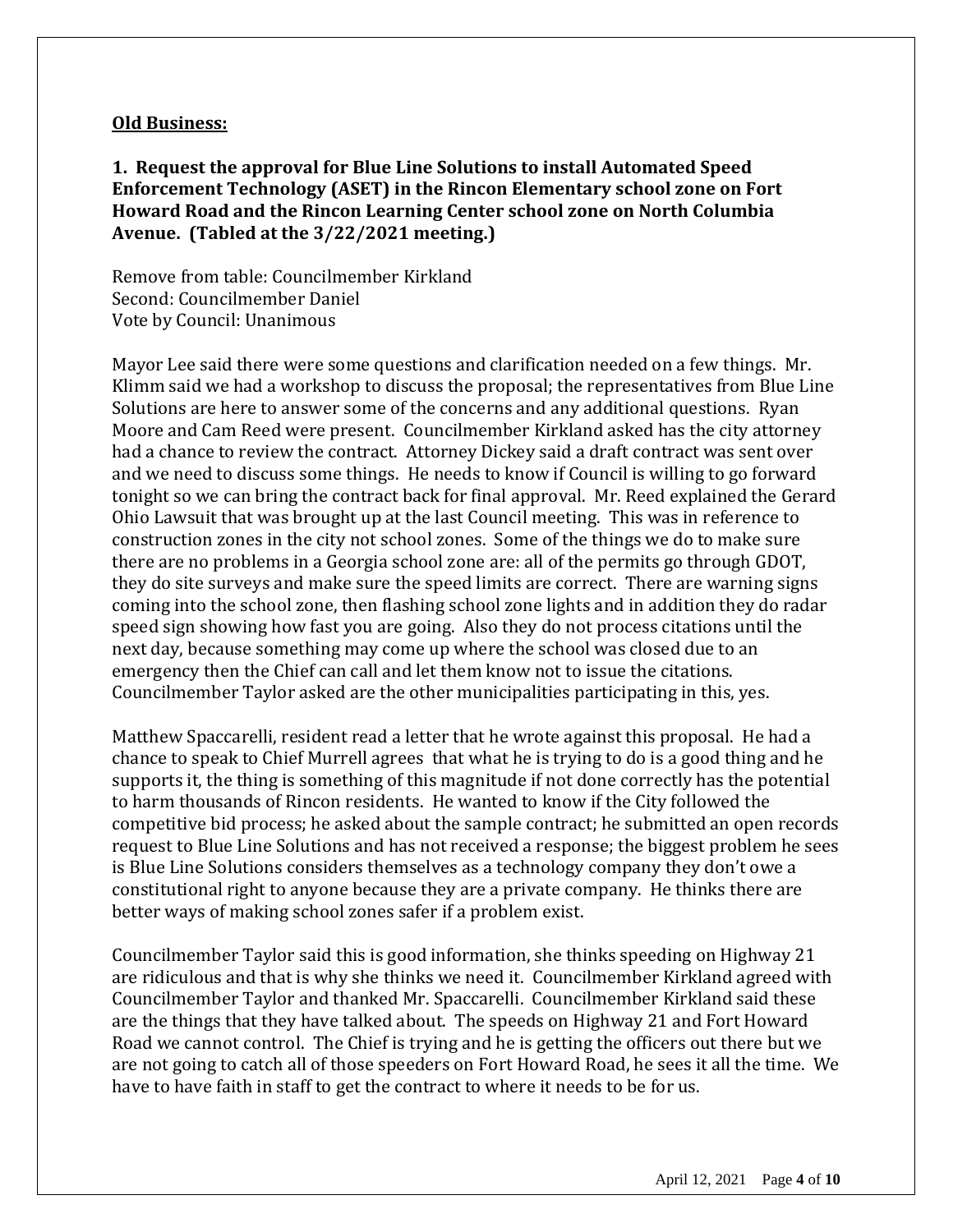**Old Business:**

**1. Request the approval for Blue Line Solutions to install Automated Speed Enforcement Technology (ASET) in the Rincon Elementary school zone on Fort Howard Road and the Rincon Learning Center school zone on North Columbia Avenue. (Tabled at the 3/22/2021 meeting.)**

Remove from table: Councilmember Kirkland
Second: Councilmember Daniel
Vote by Council: Unanimous

Mayor Lee said there were some questions and clarification needed on a few things. Mr. Klimm said we had a workshop to discuss the proposal; the representatives from Blue Line Solutions are here to answer some of the concerns and any additional questions. Ryan Moore and Cam Reed were present. Councilmember Kirkland asked has the city attorney had a chance to review the contract. Attorney Dickey said a draft contract was sent over and we need to discuss some things. He needs to know if Council is willing to go forward tonight so we can bring the contract back for final approval. Mr. Reed explained the Gerard Ohio Lawsuit that was brought up at the last Council meeting. This was in reference to construction zones in the city not school zones. Some of the things we do to make sure there are no problems in a Georgia school zone are: all of the permits go through GDOT, they do site surveys and make sure the speed limits are correct. There are warning signs coming into the school zone, then flashing school zone lights and in addition they do radar speed sign showing how fast you are going. Also they do not process citations until the next day, because something may come up where the school was closed due to an emergency then the Chief can call and let them know not to issue the citations. Councilmember Taylor asked are the other municipalities participating in this, yes.

Matthew Spaccarelli, resident read a letter that he wrote against this proposal. He had a chance to speak to Chief Murrell agrees that what he is trying to do is a good thing and he supports it, the thing is something of this magnitude if not done correctly has the potential to harm thousands of Rincon residents. He wanted to know if the City followed the competitive bid process; he asked about the sample contract; he submitted an open records request to Blue Line Solutions and has not received a response; the biggest problem he sees is Blue Line Solutions considers themselves as a technology company they don't owe a constitutional right to anyone because they are a private company. He thinks there are better ways of making school zones safer if a problem exist.

Councilmember Taylor said this is good information, she thinks speeding on Highway 21 are ridiculous and that is why she thinks we need it. Councilmember Kirkland agreed with Councilmember Taylor and thanked Mr. Spaccarelli. Councilmember Kirkland said these are the things that they have talked about. The speeds on Highway 21 and Fort Howard Road we cannot control. The Chief is trying and he is getting the officers out there but we are not going to catch all of those speeders on Fort Howard Road, he sees it all the time. We have to have faith in staff to get the contract to where it needs to be for us.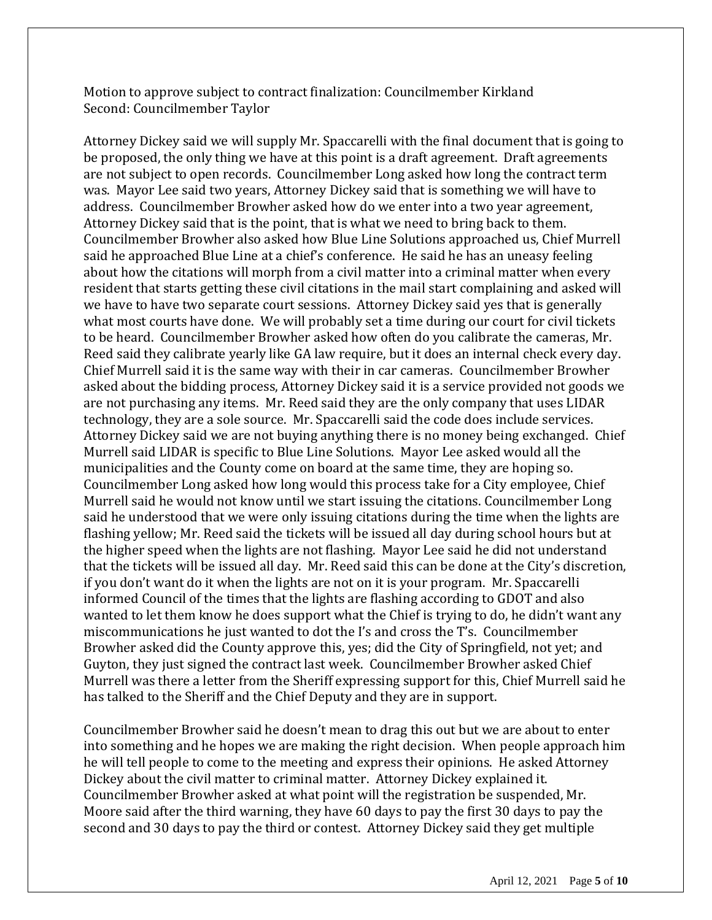Motion to approve subject to contract finalization: Councilmember Kirkland
Second: Councilmember Taylor

Attorney Dickey said we will supply Mr. Spaccarelli with the final document that is going to be proposed, the only thing we have at this point is a draft agreement. Draft agreements are not subject to open records. Councilmember Long asked how long the contract term was. Mayor Lee said two years, Attorney Dickey said that is something we will have to address. Councilmember Browher asked how do we enter into a two year agreement, Attorney Dickey said that is the point, that is what we need to bring back to them. Councilmember Browher also asked how Blue Line Solutions approached us, Chief Murrell said he approached Blue Line at a chief's conference. He said he has an uneasy feeling about how the citations will morph from a civil matter into a criminal matter when every resident that starts getting these civil citations in the mail start complaining and asked will we have to have two separate court sessions. Attorney Dickey said yes that is generally what most courts have done. We will probably set a time during our court for civil tickets to be heard. Councilmember Browher asked how often do you calibrate the cameras, Mr. Reed said they calibrate yearly like GA law require, but it does an internal check every day. Chief Murrell said it is the same way with their in car cameras. Councilmember Browher asked about the bidding process, Attorney Dickey said it is a service provided not goods we are not purchasing any items. Mr. Reed said they are the only company that uses LIDAR technology, they are a sole source. Mr. Spaccarelli said the code does include services. Attorney Dickey said we are not buying anything there is no money being exchanged. Chief Murrell said LIDAR is specific to Blue Line Solutions. Mayor Lee asked would all the municipalities and the County come on board at the same time, they are hoping so. Councilmember Long asked how long would this process take for a City employee, Chief Murrell said he would not know until we start issuing the citations. Councilmember Long said he understood that we were only issuing citations during the time when the lights are flashing yellow; Mr. Reed said the tickets will be issued all day during school hours but at the higher speed when the lights are not flashing. Mayor Lee said he did not understand that the tickets will be issued all day. Mr. Reed said this can be done at the City's discretion, if you don't want do it when the lights are not on it is your program. Mr. Spaccarelli informed Council of the times that the lights are flashing according to GDOT and also wanted to let them know he does support what the Chief is trying to do, he didn't want any miscommunications he just wanted to dot the I's and cross the T's. Councilmember Browher asked did the County approve this, yes; did the City of Springfield, not yet; and Guyton, they just signed the contract last week. Councilmember Browher asked Chief Murrell was there a letter from the Sheriff expressing support for this, Chief Murrell said he has talked to the Sheriff and the Chief Deputy and they are in support.

Councilmember Browher said he doesn't mean to drag this out but we are about to enter into something and he hopes we are making the right decision. When people approach him he will tell people to come to the meeting and express their opinions. He asked Attorney Dickey about the civil matter to criminal matter. Attorney Dickey explained it. Councilmember Browher asked at what point will the registration be suspended, Mr. Moore said after the third warning, they have 60 days to pay the first 30 days to pay the second and 30 days to pay the third or contest. Attorney Dickey said they get multiple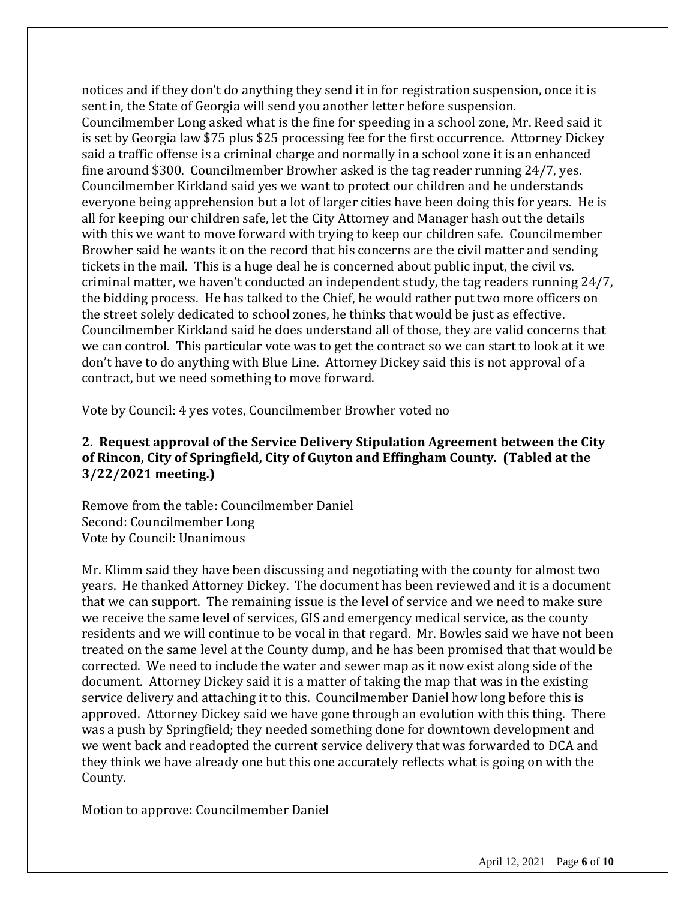notices and if they don't do anything they send it in for registration suspension, once it is sent in, the State of Georgia will send you another letter before suspension. Councilmember Long asked what is the fine for speeding in a school zone, Mr. Reed said it is set by Georgia law $75 plus $25 processing fee for the first occurrence. Attorney Dickey said a traffic offense is a criminal charge and normally in a school zone it is an enhanced fine around $300. Councilmember Browher asked is the tag reader running 24/7, yes. Councilmember Kirkland said yes we want to protect our children and he understands everyone being apprehension but a lot of larger cities have been doing this for years. He is all for keeping our children safe, let the City Attorney and Manager hash out the details with this we want to move forward with trying to keep our children safe. Councilmember Browher said he wants it on the record that his concerns are the civil matter and sending tickets in the mail. This is a huge deal he is concerned about public input, the civil vs. criminal matter, we haven't conducted an independent study, the tag readers running 24/7, the bidding process. He has talked to the Chief, he would rather put two more officers on the street solely dedicated to school zones, he thinks that would be just as effective. Councilmember Kirkland said he does understand all of those, they are valid concerns that we can control. This particular vote was to get the contract so we can start to look at it we don't have to do anything with Blue Line. Attorney Dickey said this is not approval of a contract, but we need something to move forward.

Vote by Council: 4 yes votes, Councilmember Browher voted no

**2. Request approval of the Service Delivery Stipulation Agreement between the City of Rincon, City of Springfield, City of Guyton and Effingham County. (Tabled at the 3/22/2021 meeting.)**

Remove from the table: Councilmember Daniel
Second: Councilmember Long
Vote by Council: Unanimous

Mr. Klimm said they have been discussing and negotiating with the county for almost two years. He thanked Attorney Dickey. The document has been reviewed and it is a document that we can support. The remaining issue is the level of service and we need to make sure we receive the same level of services, GIS and emergency medical service, as the county residents and we will continue to be vocal in that regard. Mr. Bowles said we have not been treated on the same level at the County dump, and he has been promised that that would be corrected. We need to include the water and sewer map as it now exist along side of the document. Attorney Dickey said it is a matter of taking the map that was in the existing service delivery and attaching it to this. Councilmember Daniel how long before this is approved. Attorney Dickey said we have gone through an evolution with this thing. There was a push by Springfield; they needed something done for downtown development and we went back and readopted the current service delivery that was forwarded to DCA and they think we have already one but this one accurately reflects what is going on with the County.

Motion to approve: Councilmember Daniel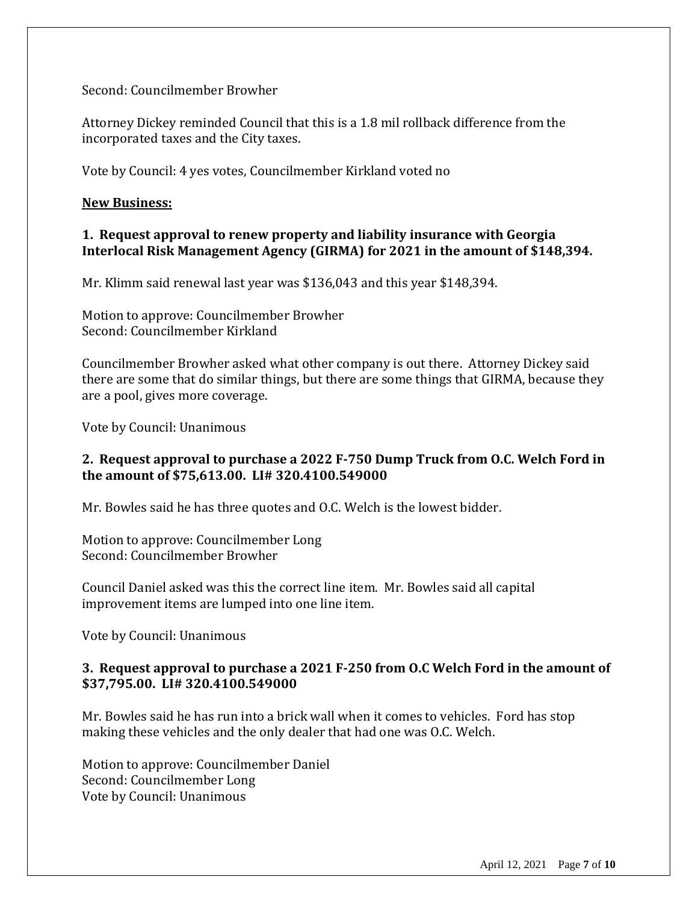Second: Councilmember Browher

Attorney Dickey reminded Council that this is a 1.8 mil rollback difference from the incorporated taxes and the City taxes.

Vote by Council: 4 yes votes, Councilmember Kirkland voted no

**New Business:**

**1. Request approval to renew property and liability insurance with Georgia Interlocal Risk Management Agency (GIRMA) for 2021 in the amount of $148,394.**

Mr. Klimm said renewal last year was $136,043 and this year $148,394.

Motion to approve: Councilmember Browher
Second: Councilmember Kirkland

Councilmember Browher asked what other company is out there. Attorney Dickey said there are some that do similar things, but there are some things that GIRMA, because they are a pool, gives more coverage.

Vote by Council: Unanimous

**2. Request approval to purchase a 2022 F-750 Dump Truck from O.C. Welch Ford in the amount of $75,613.00. LI# 320.4100.549000**

Mr. Bowles said he has three quotes and O.C. Welch is the lowest bidder.

Motion to approve: Councilmember Long
Second: Councilmember Browher

Council Daniel asked was this the correct line item. Mr. Bowles said all capital improvement items are lumped into one line item.

Vote by Council: Unanimous

**3. Request approval to purchase a 2021 F-250 from O.C Welch Ford in the amount of $37,795.00. LI# 320.4100.549000**

Mr. Bowles said he has run into a brick wall when it comes to vehicles. Ford has stop making these vehicles and the only dealer that had one was O.C. Welch.

Motion to approve: Councilmember Daniel
Second: Councilmember Long
Vote by Council: Unanimous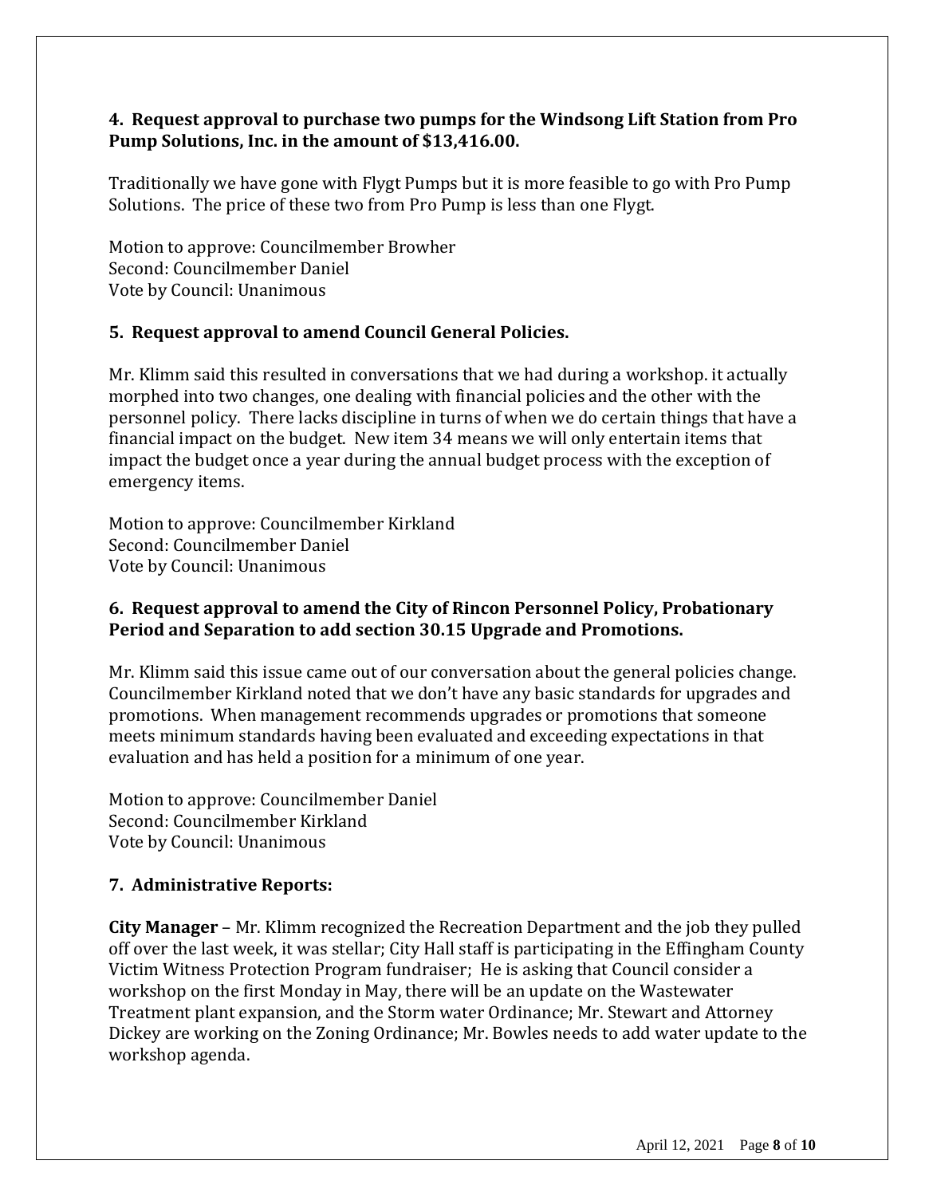**4. Request approval to purchase two pumps for the Windsong Lift Station from Pro Pump Solutions, Inc. in the amount of $13,416.00.**

Traditionally we have gone with Flygt Pumps but it is more feasible to go with Pro Pump Solutions. The price of these two from Pro Pump is less than one Flygt.

Motion to approve: Councilmember Browher
Second: Councilmember Daniel
Vote by Council: Unanimous

**5. Request approval to amend Council General Policies.**

Mr. Klimm said this resulted in conversations that we had during a workshop. it actually morphed into two changes, one dealing with financial policies and the other with the personnel policy. There lacks discipline in turns of when we do certain things that have a financial impact on the budget. New item 34 means we will only entertain items that impact the budget once a year during the annual budget process with the exception of emergency items.

Motion to approve: Councilmember Kirkland
Second: Councilmember Daniel
Vote by Council: Unanimous

**6. Request approval to amend the City of Rincon Personnel Policy, Probationary Period and Separation to add section 30.15 Upgrade and Promotions.**

Mr. Klimm said this issue came out of our conversation about the general policies change. Councilmember Kirkland noted that we don't have any basic standards for upgrades and promotions. When management recommends upgrades or promotions that someone meets minimum standards having been evaluated and exceeding expectations in that evaluation and has held a position for a minimum of one year.

Motion to approve: Councilmember Daniel
Second: Councilmember Kirkland
Vote by Council: Unanimous

**7. Administrative Reports:**

**City Manager** – Mr. Klimm recognized the Recreation Department and the job they pulled off over the last week, it was stellar; City Hall staff is participating in the Effingham County Victim Witness Protection Program fundraiser; He is asking that Council consider a workshop on the first Monday in May, there will be an update on the Wastewater Treatment plant expansion, and the Storm water Ordinance; Mr. Stewart and Attorney Dickey are working on the Zoning Ordinance; Mr. Bowles needs to add water update to the workshop agenda.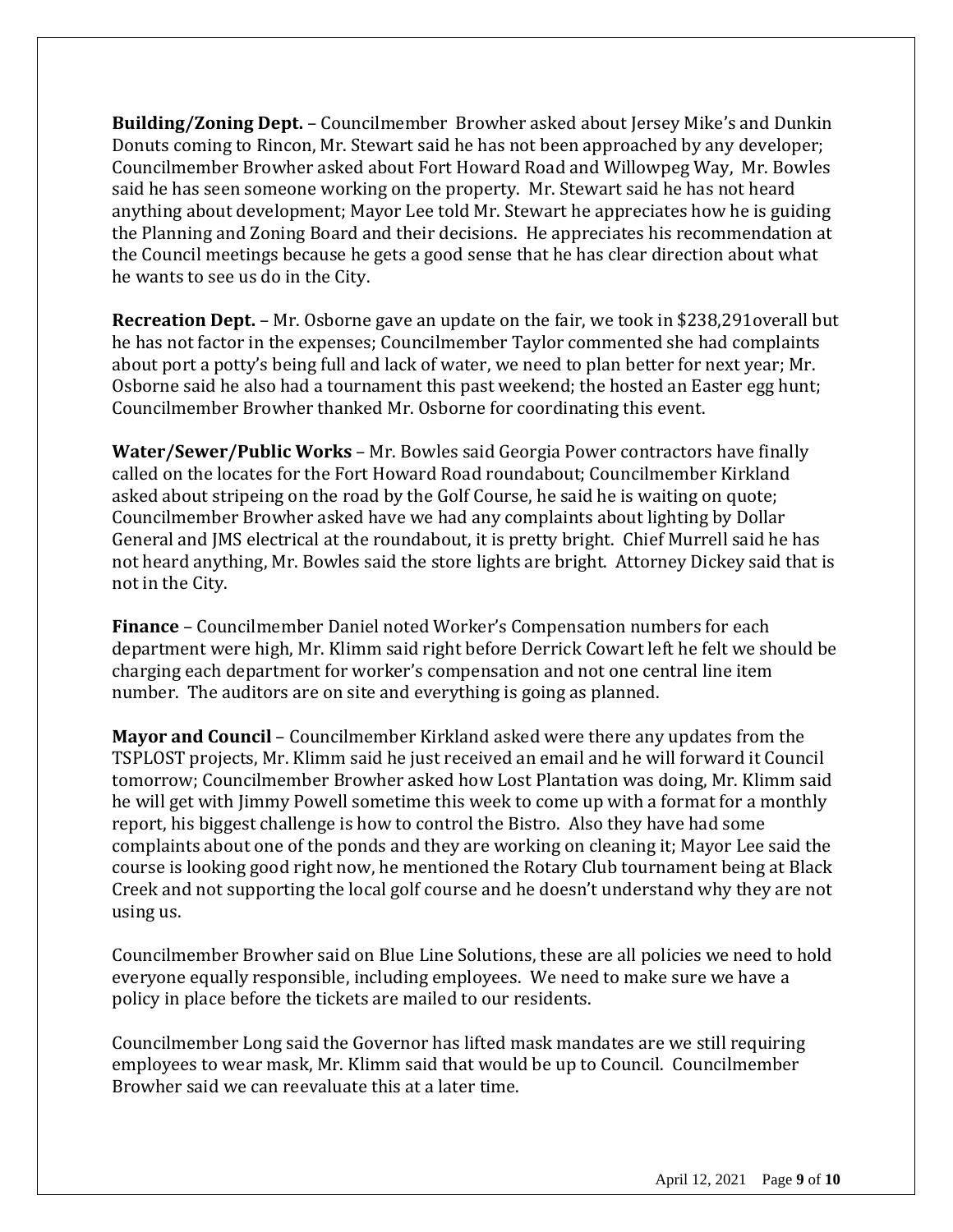**Building/Zoning Dept.** – Councilmember Browher asked about Jersey Mike's and Dunkin Donuts coming to Rincon, Mr. Stewart said he has not been approached by any developer; Councilmember Browher asked about Fort Howard Road and Willowpeg Way, Mr. Bowles said he has seen someone working on the property. Mr. Stewart said he has not heard anything about development; Mayor Lee told Mr. Stewart he appreciates how he is guiding the Planning and Zoning Board and their decisions. He appreciates his recommendation at the Council meetings because he gets a good sense that he has clear direction about what he wants to see us do in the City.

**Recreation Dept.** – Mr. Osborne gave an update on the fair, we took in $238,291overall but he has not factor in the expenses; Councilmember Taylor commented she had complaints about port a potty's being full and lack of water, we need to plan better for next year; Mr. Osborne said he also had a tournament this past weekend; the hosted an Easter egg hunt; Councilmember Browher thanked Mr. Osborne for coordinating this event.

**Water/Sewer/Public Works** – Mr. Bowles said Georgia Power contractors have finally called on the locates for the Fort Howard Road roundabout; Councilmember Kirkland asked about stripeing on the road by the Golf Course, he said he is waiting on quote; Councilmember Browher asked have we had any complaints about lighting by Dollar General and JMS electrical at the roundabout, it is pretty bright. Chief Murrell said he has not heard anything, Mr. Bowles said the store lights are bright. Attorney Dickey said that is not in the City.

**Finance** – Councilmember Daniel noted Worker's Compensation numbers for each department were high, Mr. Klimm said right before Derrick Cowart left he felt we should be charging each department for worker's compensation and not one central line item number. The auditors are on site and everything is going as planned.

**Mayor and Council** – Councilmember Kirkland asked were there any updates from the TSPLOST projects, Mr. Klimm said he just received an email and he will forward it Council tomorrow; Councilmember Browher asked how Lost Plantation was doing, Mr. Klimm said he will get with Jimmy Powell sometime this week to come up with a format for a monthly report, his biggest challenge is how to control the Bistro. Also they have had some complaints about one of the ponds and they are working on cleaning it; Mayor Lee said the course is looking good right now, he mentioned the Rotary Club tournament being at Black Creek and not supporting the local golf course and he doesn't understand why they are not using us.

Councilmember Browher said on Blue Line Solutions, these are all policies we need to hold everyone equally responsible, including employees. We need to make sure we have a policy in place before the tickets are mailed to our residents.

Councilmember Long said the Governor has lifted mask mandates are we still requiring employees to wear mask, Mr. Klimm said that would be up to Council. Councilmember Browher said we can reevaluate this at a later time.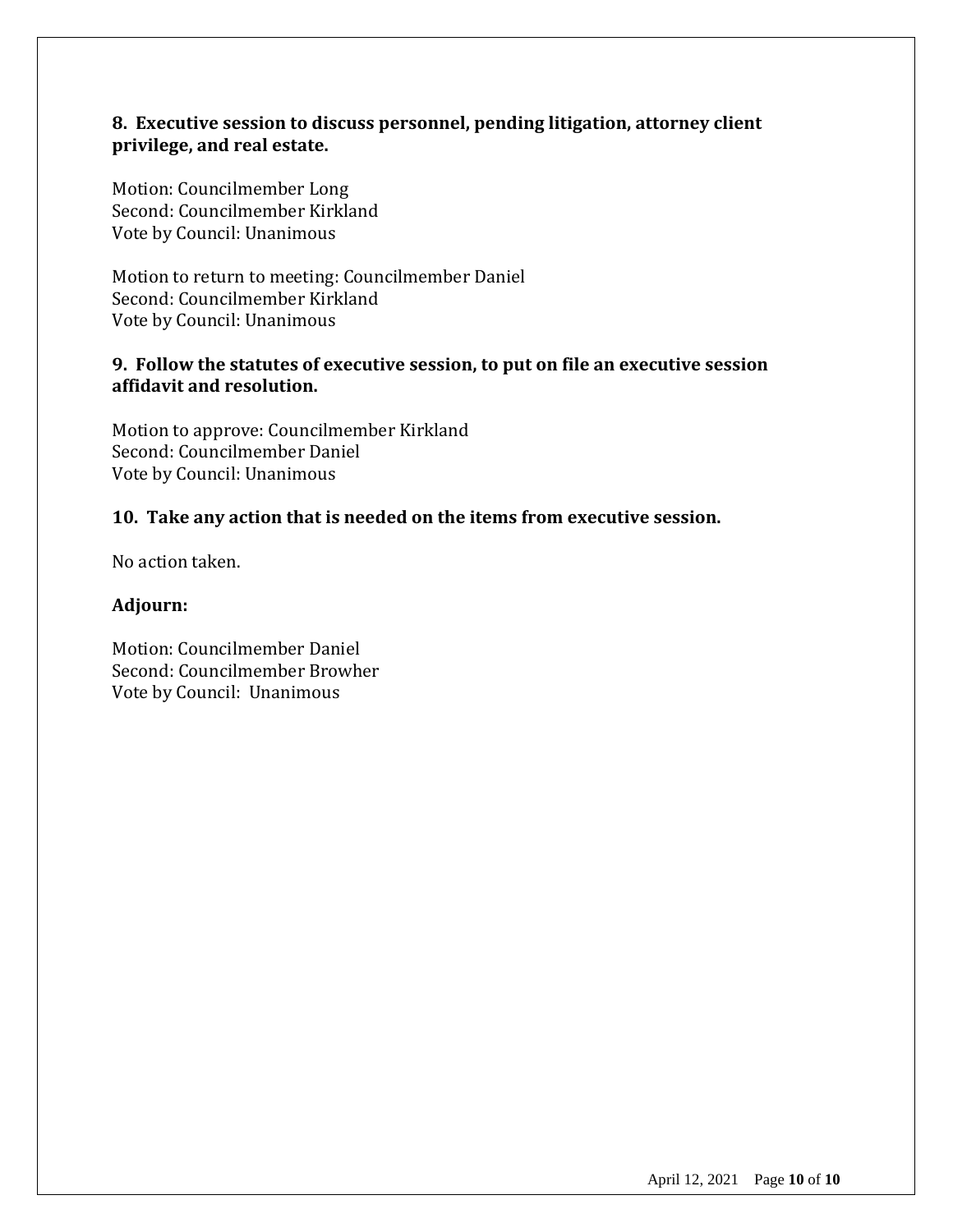**8. Executive session to discuss personnel, pending litigation, attorney client privilege, and real estate.**

Motion: Councilmember Long
Second: Councilmember Kirkland
Vote by Council: Unanimous

Motion to return to meeting: Councilmember Daniel
Second: Councilmember Kirkland
Vote by Council: Unanimous

**9. Follow the statutes of executive session, to put on file an executive session affidavit and resolution.**

Motion to approve: Councilmember Kirkland
Second: Councilmember Daniel
Vote by Council: Unanimous

**10. Take any action that is needed on the items from executive session.**

No action taken.

**Adjourn:**

Motion: Councilmember Daniel
Second: Councilmember Browher
Vote by Council: Unanimous